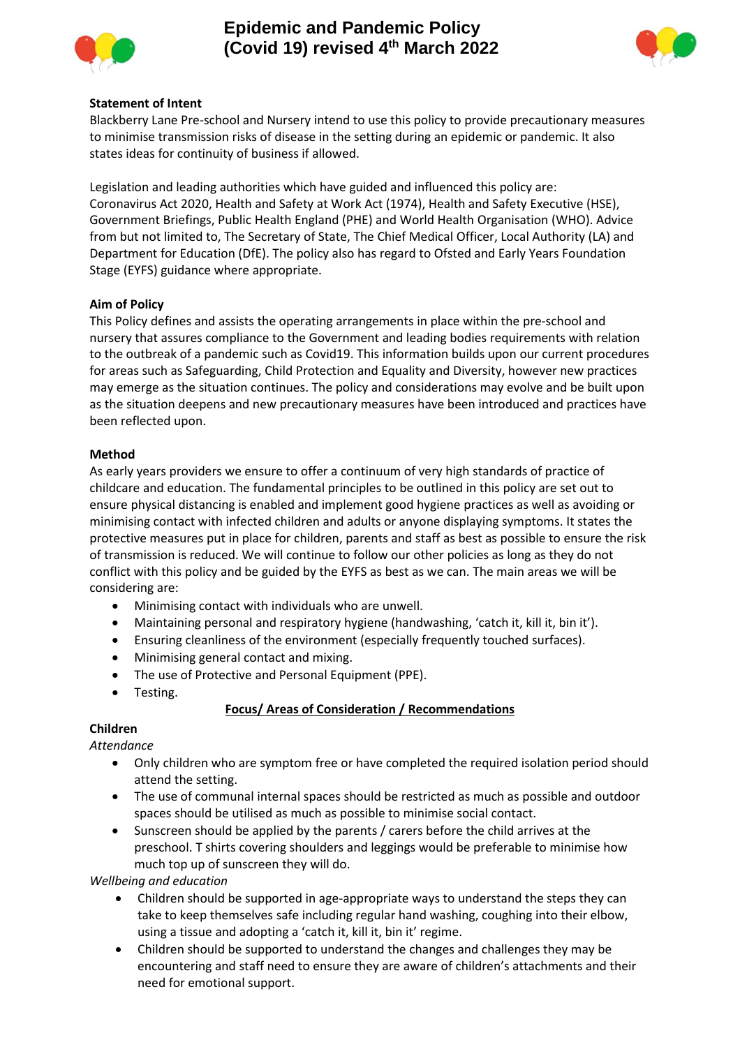# Epidemic and Pandemic Policy (Covid 19) revised 4th March 2022

**Statement of Intent**

Blackberry Lane Pre-school and Nursery intend to use this policy to provide precautionary measures to minimise transmission risks of disease in the setting during an epidemic or pandemic. It also states ideas for continuity of business if allowed.

Legislation and leading authorities which have guided and influenced this policy are: Coronavirus Act 2020, Health and Safety at Work Act (1974), Health and Safety Executive (HSE), Government Briefings, Public Health England (PHE) and World Health Organisation (WHO). Advice from but not limited to, The Secretary of State, The Chief Medical Officer, Local Authority (LA) and Department for Education (DfE). The policy also has regard to Ofsted and Early Years Foundation Stage (EYFS) guidance where appropriate.

**Aim of Policy**

This Policy defines and assists the operating arrangements in place within the pre-school and nursery that assures compliance to the Government and leading bodies requirements with relation to the outbreak of a pandemic such as Covid19. This information builds upon our current procedures for areas such as Safeguarding, Child Protection and Equality and Diversity, however new practices may emerge as the situation continues. The policy and considerations may evolve and be built upon as the situation deepens and new precautionary measures have been introduced and practices have been reflected upon.

**Method**

As early years providers we ensure to offer a continuum of very high standards of practice of childcare and education. The fundamental principles to be outlined in this policy are set out to ensure physical distancing is enabled and implement good hygiene practices as well as avoiding or minimising contact with infected children and adults or anyone displaying symptoms. It states the protective measures put in place for children, parents and staff as best as possible to ensure the risk of transmission is reduced. We will continue to follow our other policies as long as they do not conflict with this policy and be guided by the EYFS as best as we can. The main areas we will be considering are:

- Minimising contact with individuals who are unwell.
- Maintaining personal and respiratory hygiene (handwashing, 'catch it, kill it, bin it').
- Ensuring cleanliness of the environment (especially frequently touched surfaces).
- Minimising general contact and mixing.
- The use of Protective and Personal Equipment (PPE).
- Testing.

**Focus/ Areas of Consideration / Recommendations**

**Children**

*Attendance*

- Only children who are symptom free or have completed the required isolation period should attend the setting.
- The use of communal internal spaces should be restricted as much as possible and outdoor spaces should be utilised as much as possible to minimise social contact.
- Sunscreen should be applied by the parents / carers before the child arrives at the preschool. T shirts covering shoulders and leggings would be preferable to minimise how much top up of sunscreen they will do.

*Wellbeing and education*

- Children should be supported in age-appropriate ways to understand the steps they can take to keep themselves safe including regular hand washing, coughing into their elbow, using a tissue and adopting a 'catch it, kill it, bin it' regime.
- Children should be supported to understand the changes and challenges they may be encountering and staff need to ensure they are aware of children's attachments and their need for emotional support.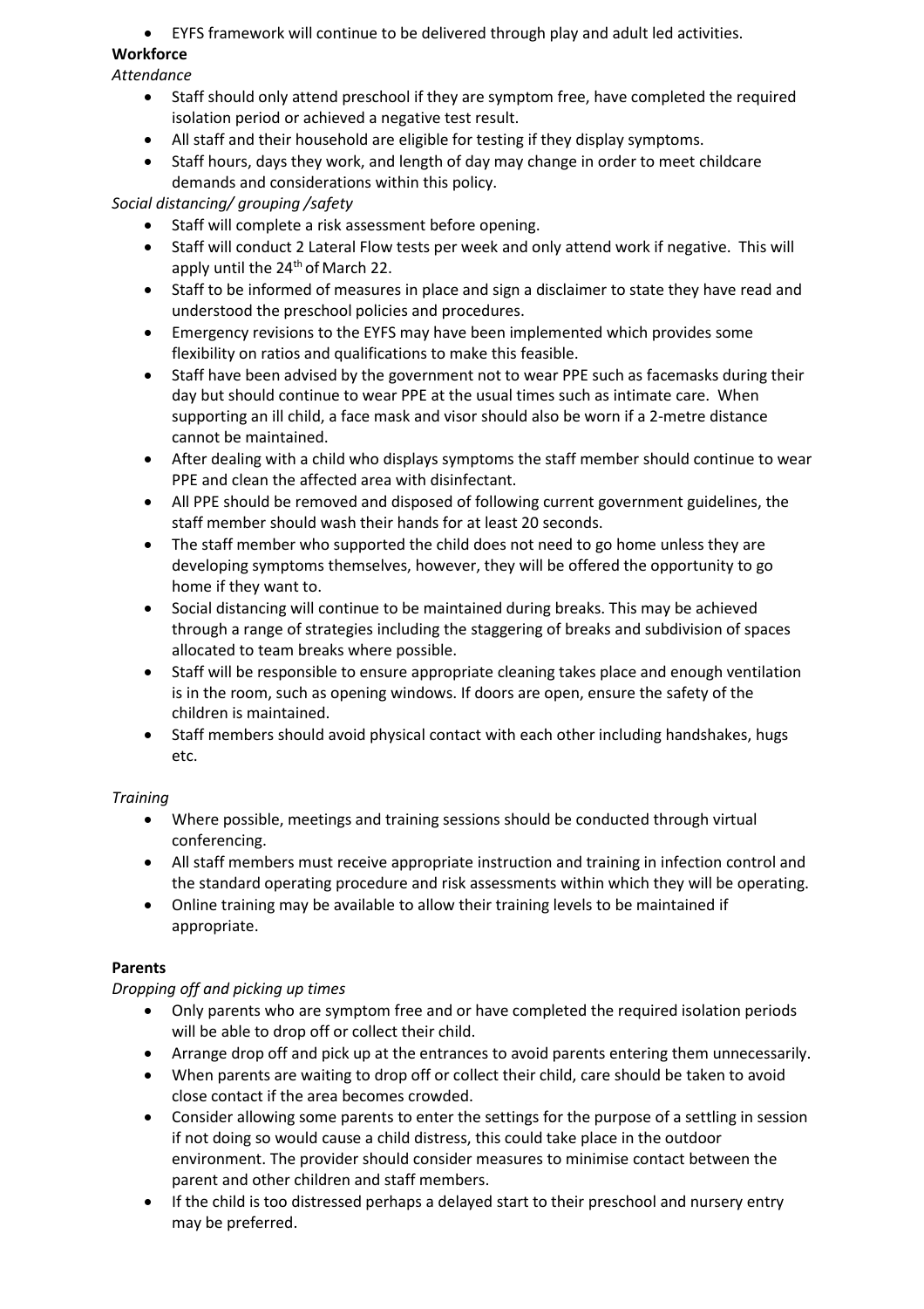- EYFS framework will continue to be delivered through play and adult led activities.

**Workforce**

*Attendance*

- Staff should only attend preschool if they are symptom free, have completed the required isolation period or achieved a negative test result.
- All staff and their household are eligible for testing if they display symptoms.
- Staff hours, days they work, and length of day may change in order to meet childcare demands and considerations within this policy.

*Social distancing/ grouping /safety*

- Staff will complete a risk assessment before opening.
- Staff will conduct 2 Lateral Flow tests per week and only attend work if negative. This will apply until the 24th of March 22.
- Staff to be informed of measures in place and sign a disclaimer to state they have read and understood the preschool policies and procedures.
- Emergency revisions to the EYFS may have been implemented which provides some flexibility on ratios and qualifications to make this feasible.
- Staff have been advised by the government not to wear PPE such as facemasks during their day but should continue to wear PPE at the usual times such as intimate care. When supporting an ill child, a face mask and visor should also be worn if a 2-metre distance cannot be maintained.
- After dealing with a child who displays symptoms the staff member should continue to wear PPE and clean the affected area with disinfectant.
- All PPE should be removed and disposed of following current government guidelines, the staff member should wash their hands for at least 20 seconds.
- The staff member who supported the child does not need to go home unless they are developing symptoms themselves, however, they will be offered the opportunity to go home if they want to.
- Social distancing will continue to be maintained during breaks. This may be achieved through a range of strategies including the staggering of breaks and subdivision of spaces allocated to team breaks where possible.
- Staff will be responsible to ensure appropriate cleaning takes place and enough ventilation is in the room, such as opening windows. If doors are open, ensure the safety of the children is maintained.
- Staff members should avoid physical contact with each other including handshakes, hugs etc.

*Training*

- Where possible, meetings and training sessions should be conducted through virtual conferencing.
- All staff members must receive appropriate instruction and training in infection control and the standard operating procedure and risk assessments within which they will be operating.
- Online training may be available to allow their training levels to be maintained if appropriate.

**Parents**

*Dropping off and picking up times*

- Only parents who are symptom free and or have completed the required isolation periods will be able to drop off or collect their child.
- Arrange drop off and pick up at the entrances to avoid parents entering them unnecessarily.
- When parents are waiting to drop off or collect their child, care should be taken to avoid close contact if the area becomes crowded.
- Consider allowing some parents to enter the settings for the purpose of a settling in session if not doing so would cause a child distress, this could take place in the outdoor environment. The provider should consider measures to minimise contact between the parent and other children and staff members.
- If the child is too distressed perhaps a delayed start to their preschool and nursery entry may be preferred.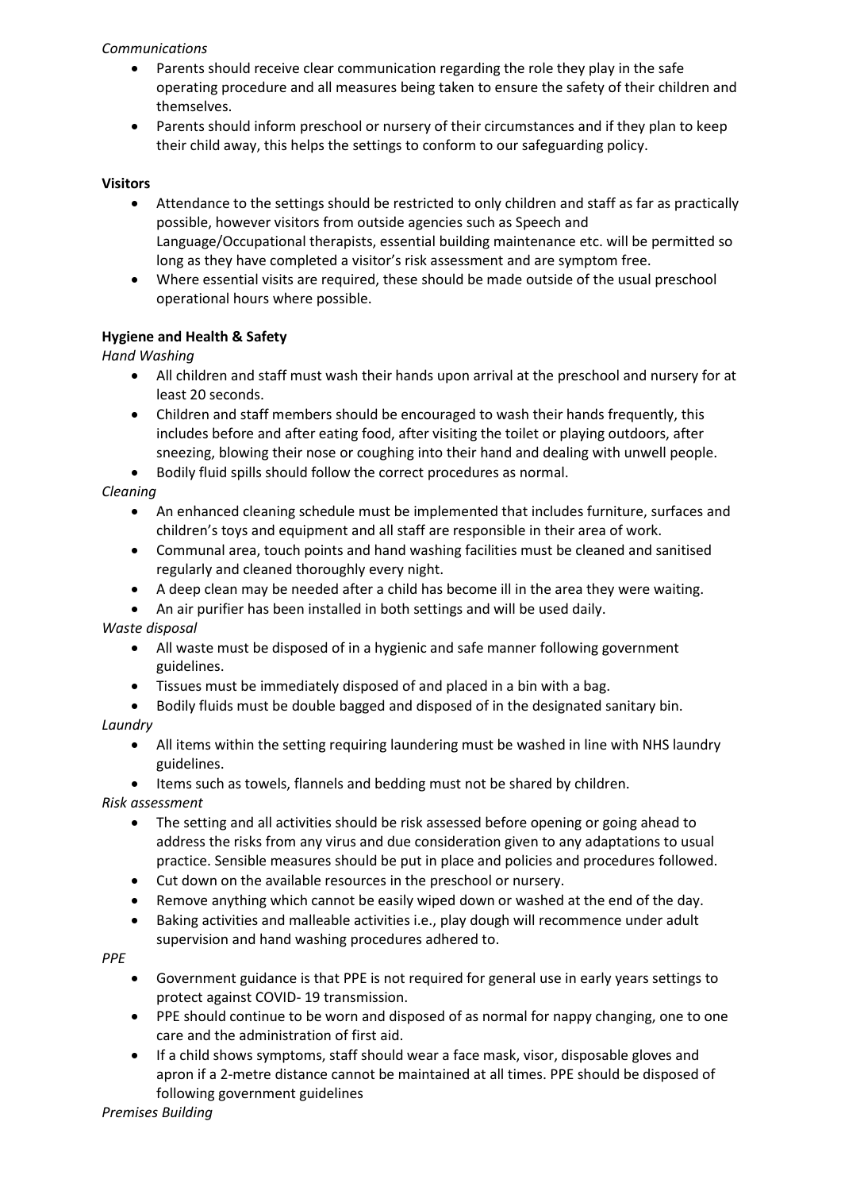*Communications*

- Parents should receive clear communication regarding the role they play in the safe operating procedure and all measures being taken to ensure the safety of their children and themselves.
- Parents should inform preschool or nursery of their circumstances and if they plan to keep their child away, this helps the settings to conform to our safeguarding policy.

**Visitors**

- Attendance to the settings should be restricted to only children and staff as far as practically possible, however visitors from outside agencies such as Speech and Language/Occupational therapists, essential building maintenance etc. will be permitted so long as they have completed a visitor's risk assessment and are symptom free.
- Where essential visits are required, these should be made outside of the usual preschool operational hours where possible.

**Hygiene and Health & Safety**

*Hand Washing*

- All children and staff must wash their hands upon arrival at the preschool and nursery for at least 20 seconds.
- Children and staff members should be encouraged to wash their hands frequently, this includes before and after eating food, after visiting the toilet or playing outdoors, after sneezing, blowing their nose or coughing into their hand and dealing with unwell people.
- Bodily fluid spills should follow the correct procedures as normal.

*Cleaning*

- An enhanced cleaning schedule must be implemented that includes furniture, surfaces and children's toys and equipment and all staff are responsible in their area of work.
- Communal area, touch points and hand washing facilities must be cleaned and sanitised regularly and cleaned thoroughly every night.
- A deep clean may be needed after a child has become ill in the area they were waiting.
- An air purifier has been installed in both settings and will be used daily.

*Waste disposal*

- All waste must be disposed of in a hygienic and safe manner following government guidelines.
- Tissues must be immediately disposed of and placed in a bin with a bag.
- Bodily fluids must be double bagged and disposed of in the designated sanitary bin.

*Laundry*

- All items within the setting requiring laundering must be washed in line with NHS laundry guidelines.
- Items such as towels, flannels and bedding must not be shared by children.

*Risk assessment*

- The setting and all activities should be risk assessed before opening or going ahead to address the risks from any virus and due consideration given to any adaptations to usual practice. Sensible measures should be put in place and policies and procedures followed.
- Cut down on the available resources in the preschool or nursery.
- Remove anything which cannot be easily wiped down or washed at the end of the day.
- Baking activities and malleable activities i.e., play dough will recommence under adult supervision and hand washing procedures adhered to.

*PPE*

- Government guidance is that PPE is not required for general use in early years settings to protect against COVID- 19 transmission.
- PPE should continue to be worn and disposed of as normal for nappy changing, one to one care and the administration of first aid.
- If a child shows symptoms, staff should wear a face mask, visor, disposable gloves and apron if a 2-metre distance cannot be maintained at all times. PPE should be disposed of following government guidelines

*Premises Building*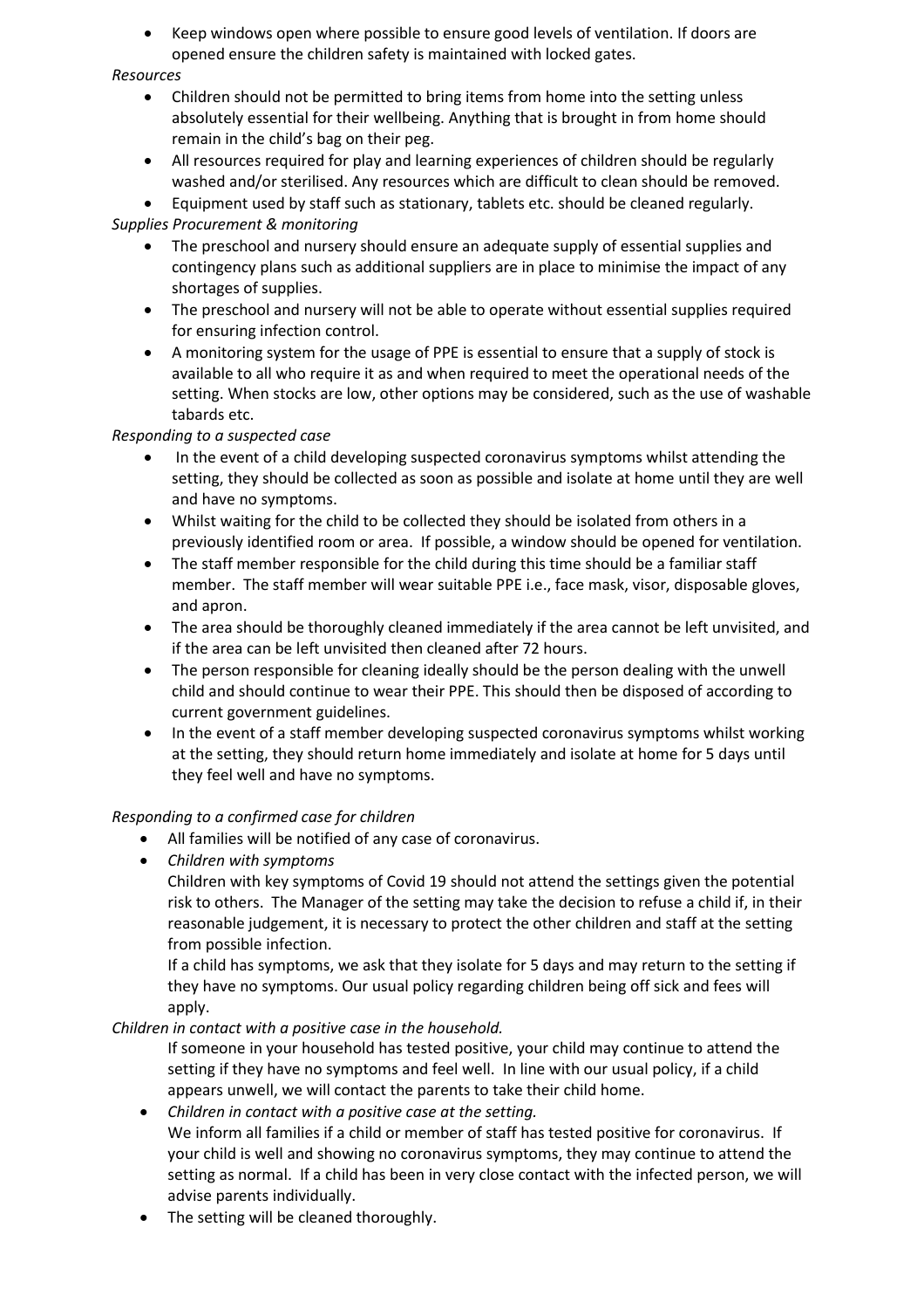- Keep windows open where possible to ensure good levels of ventilation. If doors are opened ensure the children safety is maintained with locked gates.

*Resources*

- Children should not be permitted to bring items from home into the setting unless absolutely essential for their wellbeing. Anything that is brought in from home should remain in the child's bag on their peg.
- All resources required for play and learning experiences of children should be regularly washed and/or sterilised. Any resources which are difficult to clean should be removed.
- Equipment used by staff such as stationary, tablets etc. should be cleaned regularly.

*Supplies Procurement & monitoring*

- The preschool and nursery should ensure an adequate supply of essential supplies and contingency plans such as additional suppliers are in place to minimise the impact of any shortages of supplies.
- The preschool and nursery will not be able to operate without essential supplies required for ensuring infection control.
- A monitoring system for the usage of PPE is essential to ensure that a supply of stock is available to all who require it as and when required to meet the operational needs of the setting. When stocks are low, other options may be considered, such as the use of washable tabards etc.

*Responding to a suspected case*

- In the event of a child developing suspected coronavirus symptoms whilst attending the setting, they should be collected as soon as possible and isolate at home until they are well and have no symptoms.
- Whilst waiting for the child to be collected they should be isolated from others in a previously identified room or area. If possible, a window should be opened for ventilation.
- The staff member responsible for the child during this time should be a familiar staff member. The staff member will wear suitable PPE i.e., face mask, visor, disposable gloves, and apron.
- The area should be thoroughly cleaned immediately if the area cannot be left unvisited, and if the area can be left unvisited then cleaned after 72 hours.
- The person responsible for cleaning ideally should be the person dealing with the unwell child and should continue to wear their PPE. This should then be disposed of according to current government guidelines.
- In the event of a staff member developing suspected coronavirus symptoms whilst working at the setting, they should return home immediately and isolate at home for 5 days until they feel well and have no symptoms.

*Responding to a confirmed case for children*

- All families will be notified of any case of coronavirus.
- *Children with symptoms*

  Children with key symptoms of Covid 19 should not attend the settings given the potential risk to others. The Manager of the setting may take the decision to refuse a child if, in their reasonable judgement, it is necessary to protect the other children and staff at the setting from possible infection.

  If a child has symptoms, we ask that they isolate for 5 days and may return to the setting if they have no symptoms. Our usual policy regarding children being off sick and fees will apply.

*Children in contact with a positive case in the household.*

If someone in your household has tested positive, your child may continue to attend the setting if they have no symptoms and feel well. In line with our usual policy, if a child appears unwell, we will contact the parents to take their child home.

- *Children in contact with a positive case at the setting.*

  We inform all families if a child or member of staff has tested positive for coronavirus. If your child is well and showing no coronavirus symptoms, they may continue to attend the setting as normal. If a child has been in very close contact with the infected person, we will advise parents individually.
- The setting will be cleaned thoroughly.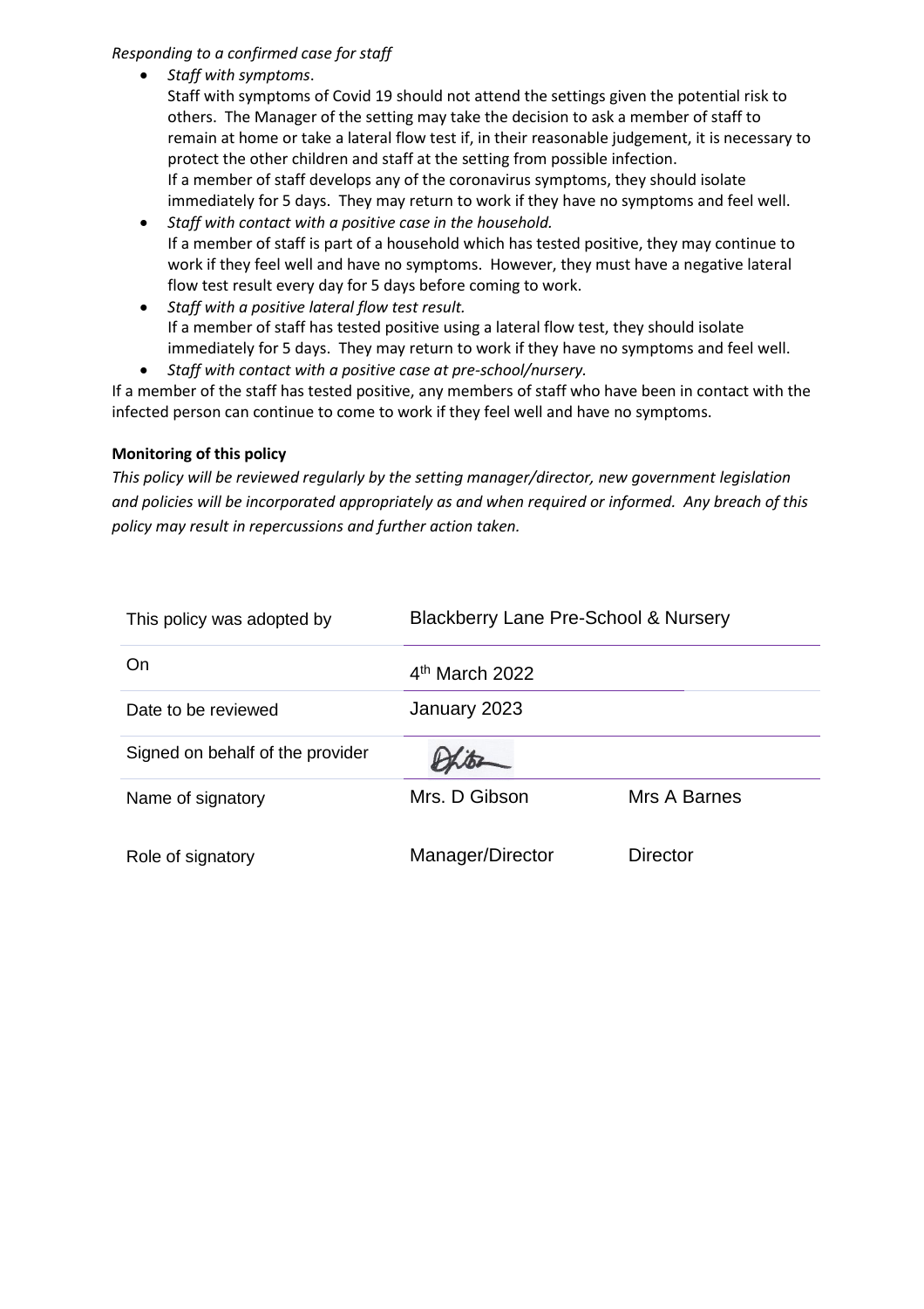*Responding to a confirmed case for staff*

- *Staff with symptoms*.
  Staff with symptoms of Covid 19 should not attend the settings given the potential risk to others. The Manager of the setting may take the decision to ask a member of staff to remain at home or take a lateral flow test if, in their reasonable judgement, it is necessary to protect the other children and staff at the setting from possible infection.
  If a member of staff develops any of the coronavirus symptoms, they should isolate immediately for 5 days. They may return to work if they have no symptoms and feel well.
- *Staff with contact with a positive case in the household.*
  If a member of staff is part of a household which has tested positive, they may continue to work if they feel well and have no symptoms. However, they must have a negative lateral flow test result every day for 5 days before coming to work.
- *Staff with a positive lateral flow test result.*
  If a member of staff has tested positive using a lateral flow test, they should isolate immediately for 5 days. They may return to work if they have no symptoms and feel well.
- *Staff with contact with a positive case at pre-school/nursery.*

If a member of the staff has tested positive, any members of staff who have been in contact with the infected person can continue to come to work if they feel well and have no symptoms.

**Monitoring of this policy**

*This policy will be reviewed regularly by the setting manager/director, new government legislation and policies will be incorporated appropriately as and when required or informed. Any breach of this policy may result in repercussions and further action taken.*

| | | |
|---|---|---|
| This policy was adopted by | Blackberry Lane Pre-School & Nursery | |
| On | 4th March 2022 | |
| Date to be reviewed | January 2023 | |
| Signed on behalf of the provider | DGibson | |
| Name of signatory | Mrs. D Gibson | Mrs A Barnes |
| Role of signatory | Manager/Director | Director |